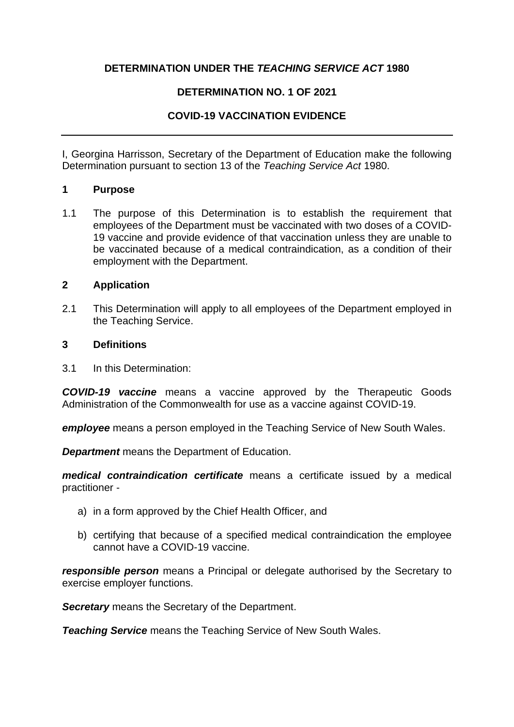**DETERMINATION UNDER THE *TEACHING SERVICE ACT* 1980**

**DETERMINATION NO. 1 OF 2021**

**COVID-19 VACCINATION EVIDENCE**

---

I, Georgina Harrisson, Secretary of the Department of Education make the following Determination pursuant to section 13 of the *Teaching Service Act* 1980.

## 1 Purpose

1.1 The purpose of this Determination is to establish the requirement that employees of the Department must be vaccinated with two doses of a COVID-19 vaccine and provide evidence of that vaccination unless they are unable to be vaccinated because of a medical contraindication, as a condition of their employment with the Department.

## 2 Application

2.1 This Determination will apply to all employees of the Department employed in the Teaching Service.

## 3 Definitions

3.1 In this Determination:

***COVID-19 vaccine*** means a vaccine approved by the Therapeutic Goods Administration of the Commonwealth for use as a vaccine against COVID-19.

***employee*** means a person employed in the Teaching Service of New South Wales.

***Department*** means the Department of Education.

***medical contraindication certificate*** means a certificate issued by a medical practitioner -

a) in a form approved by the Chief Health Officer, and

b) certifying that because of a specified medical contraindication the employee cannot have a COVID-19 vaccine.

***responsible person*** means a Principal or delegate authorised by the Secretary to exercise employer functions.

***Secretary*** means the Secretary of the Department.

***Teaching Service*** means the Teaching Service of New South Wales.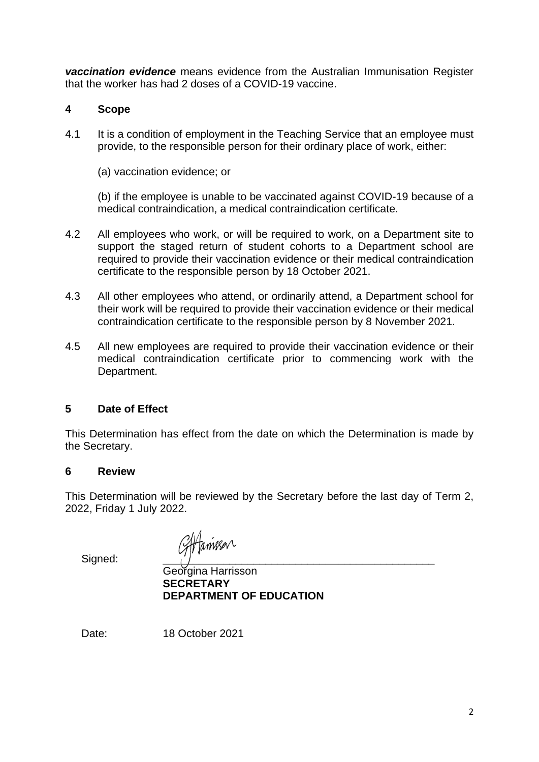***vaccination evidence*** means evidence from the Australian Immunisation Register that the worker has had 2 doses of a COVID-19 vaccine.

## 4 Scope

4.1 It is a condition of employment in the Teaching Service that an employee must provide, to the responsible person for their ordinary place of work, either:

(a) vaccination evidence; or

(b) if the employee is unable to be vaccinated against COVID-19 because of a medical contraindication, a medical contraindication certificate.

4.2 All employees who work, or will be required to work, on a Department site to support the staged return of student cohorts to a Department school are required to provide their vaccination evidence or their medical contraindication certificate to the responsible person by 18 October 2021.

4.3 All other employees who attend, or ordinarily attend, a Department school for their work will be required to provide their vaccination evidence or their medical contraindication certificate to the responsible person by 8 November 2021.

4.5 All new employees are required to provide their vaccination evidence or their medical contraindication certificate prior to commencing work with the Department.

## 5 Date of Effect

This Determination has effect from the date on which the Determination is made by the Secretary.

## 6 Review

This Determination will be reviewed by the Secretary before the last day of Term 2, 2022, Friday 1 July 2022.

Signed: ____________________________________________

Georgina Harrisson
**SECRETARY**
**DEPARTMENT OF EDUCATION**

Date: 18 October 2021